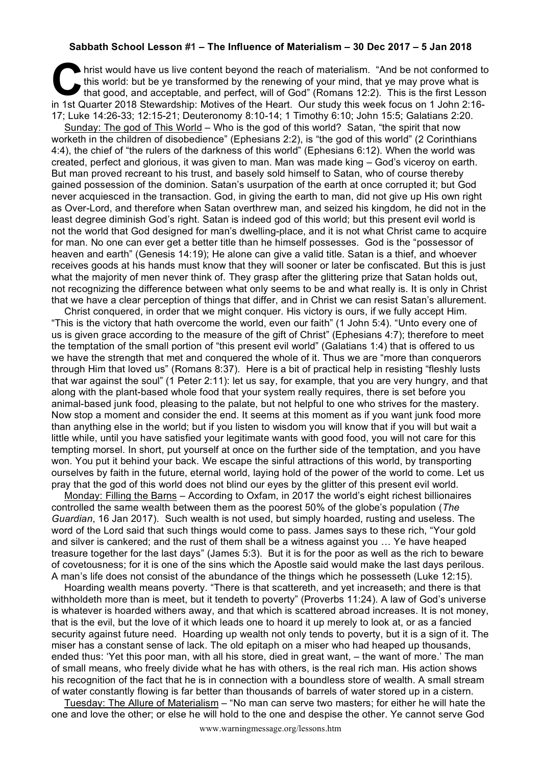**Sabbath School Lesson #1 – The Influence of Materialism – 30 Dec 2017 – 5 Jan 2018**

Christ would have us live content beyond the reach of materialism. "And be not conformed to this world: but be ye transformed by the renewing of your mind, that ye may prove what is that good, and acceptable, and perfect, will of God" (Romans 12:2). This is the first Lesson in 1st Quarter 2018 Stewardship: Motives of the Heart. Our study this week focus on 1 John 2:16-17; Luke 14:26-33; 12:15-21; Deuteronomy 8:10-14; 1 Timothy 6:10; John 15:5; Galatians 2:20.

Sunday: The god of This World – Who is the god of this world? Satan, "the spirit that now worketh in the children of disobedience" (Ephesians 2:2), is "the god of this world" (2 Corinthians 4:4), the chief of "the rulers of the darkness of this world" (Ephesians 6:12). When the world was created, perfect and glorious, it was given to man. Man was made king – God's viceroy on earth. But man proved recreant to his trust, and basely sold himself to Satan, who of course thereby gained possession of the dominion. Satan's usurpation of the earth at once corrupted it; but God never acquiesced in the transaction. God, in giving the earth to man, did not give up His own right as Over-Lord, and therefore when Satan overthrew man, and seized his kingdom, he did not in the least degree diminish God's right. Satan is indeed god of this world; but this present evil world is not the world that God designed for man's dwelling-place, and it is not what Christ came to acquire for man. No one can ever get a better title than he himself possesses. God is the "possessor of heaven and earth" (Genesis 14:19); He alone can give a valid title. Satan is a thief, and whoever receives goods at his hands must know that they will sooner or later be confiscated. But this is just what the majority of men never think of. They grasp after the glittering prize that Satan holds out, not recognizing the difference between what only seems to be and what really is. It is only in Christ that we have a clear perception of things that differ, and in Christ we can resist Satan's allurement.

Christ conquered, in order that we might conquer. His victory is ours, if we fully accept Him. "This is the victory that hath overcome the world, even our faith" (1 John 5:4). "Unto every one of us is given grace according to the measure of the gift of Christ" (Ephesians 4:7); therefore to meet the temptation of the small portion of "this present evil world" (Galatians 1:4) that is offered to us we have the strength that met and conquered the whole of it. Thus we are "more than conquerors through Him that loved us" (Romans 8:37). Here is a bit of practical help in resisting "fleshly lusts that war against the soul" (1 Peter 2:11): let us say, for example, that you are very hungry, and that along with the plant-based whole food that your system really requires, there is set before you animal-based junk food, pleasing to the palate, but not helpful to one who strives for the mastery. Now stop a moment and consider the end. It seems at this moment as if you want junk food more than anything else in the world; but if you listen to wisdom you will know that if you will but wait a little while, until you have satisfied your legitimate wants with good food, you will not care for this tempting morsel. In short, put yourself at once on the further side of the temptation, and you have won. You put it behind your back. We escape the sinful attractions of this world, by transporting ourselves by faith in the future, eternal world, laying hold of the power of the world to come. Let us pray that the god of this world does not blind our eyes by the glitter of this present evil world.

Monday: Filling the Barns – According to Oxfam, in 2017 the world's eight richest billionaires controlled the same wealth between them as the poorest 50% of the globe's population (*The Guardian*, 16 Jan 2017). Such wealth is not used, but simply hoarded, rusting and useless. The word of the Lord said that such things would come to pass. James says to these rich, "Your gold and silver is cankered; and the rust of them shall be a witness against you … Ye have heaped treasure together for the last days" (James 5:3). But it is for the poor as well as the rich to beware of covetousness; for it is one of the sins which the Apostle said would make the last days perilous. A man's life does not consist of the abundance of the things which he possesseth (Luke 12:15).

Hoarding wealth means poverty. "There is that scattereth, and yet increaseth; and there is that withholdeth more than is meet, but it tendeth to poverty" (Proverbs 11:24). A law of God's universe is whatever is hoarded withers away, and that which is scattered abroad increases. It is not money, that is the evil, but the love of it which leads one to hoard it up merely to look at, or as a fancied security against future need. Hoarding up wealth not only tends to poverty, but it is a sign of it. The miser has a constant sense of lack. The old epitaph on a miser who had heaped up thousands, ended thus: 'Yet this poor man, with all his store, died in great want, – the want of more.' The man of small means, who freely divide what he has with others, is the real rich man. His action shows his recognition of the fact that he is in connection with a boundless store of wealth. A small stream of water constantly flowing is far better than thousands of barrels of water stored up in a cistern.

Tuesday: The Allure of Materialism – "No man can serve two masters; for either he will hate the one and love the other; or else he will hold to the one and despise the other. Ye cannot serve God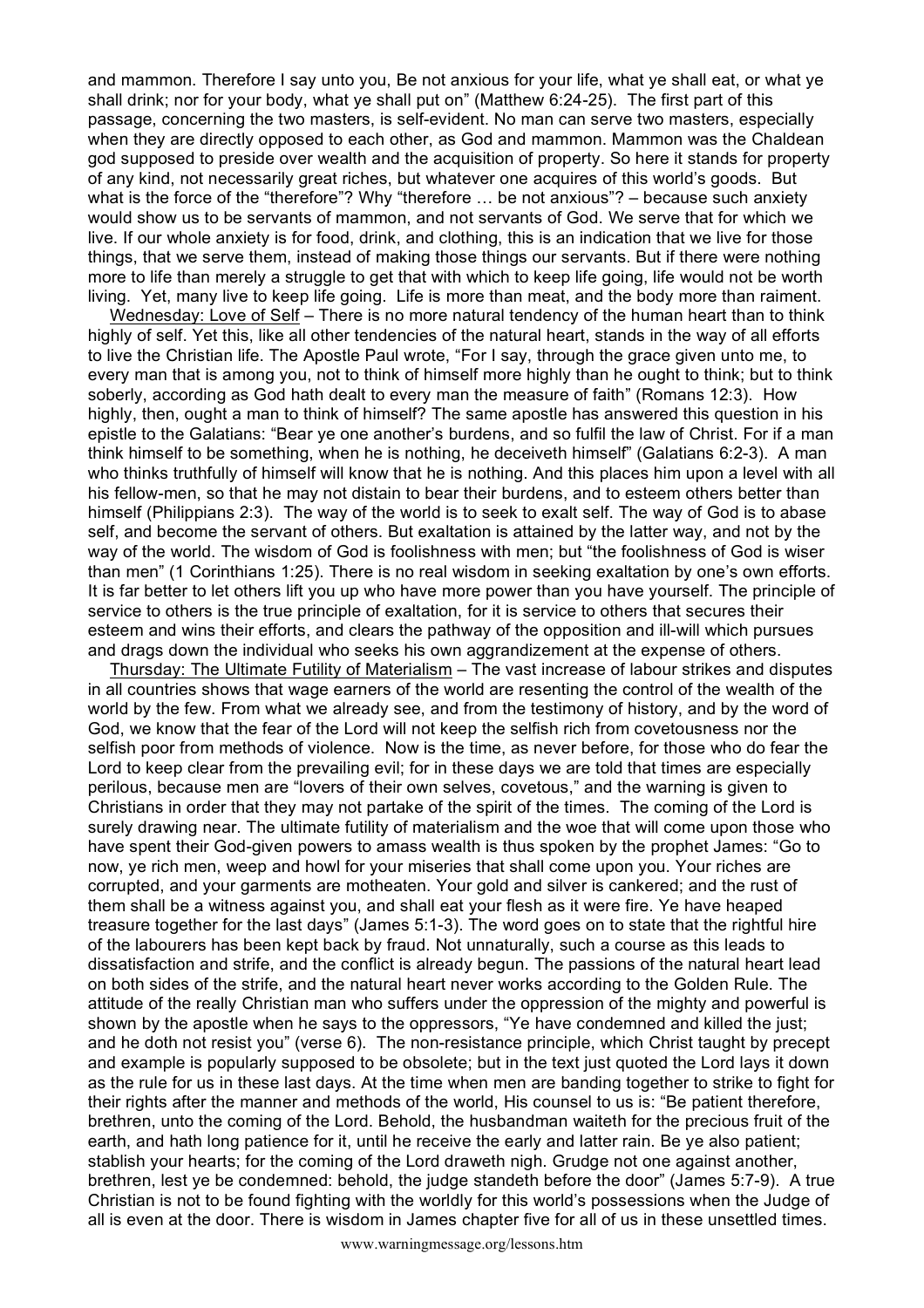and mammon. Therefore I say unto you, Be not anxious for your life, what ye shall eat, or what ye shall drink; nor for your body, what ye shall put on" (Matthew 6:24-25). The first part of this passage, concerning the two masters, is self-evident. No man can serve two masters, especially when they are directly opposed to each other, as God and mammon. Mammon was the Chaldean god supposed to preside over wealth and the acquisition of property. So here it stands for property of any kind, not necessarily great riches, but whatever one acquires of this world's goods. But what is the force of the "therefore"? Why "therefore … be not anxious"? – because such anxiety would show us to be servants of mammon, and not servants of God. We serve that for which we live. If our whole anxiety is for food, drink, and clothing, this is an indication that we live for those things, that we serve them, instead of making those things our servants. But if there were nothing more to life than merely a struggle to get that with which to keep life going, life would not be worth living. Yet, many live to keep life going. Life is more than meat, and the body more than raiment.

Wednesday: Love of Self – There is no more natural tendency of the human heart than to think highly of self. Yet this, like all other tendencies of the natural heart, stands in the way of all efforts to live the Christian life. The Apostle Paul wrote, "For I say, through the grace given unto me, to every man that is among you, not to think of himself more highly than he ought to think; but to think soberly, according as God hath dealt to every man the measure of faith" (Romans 12:3). How highly, then, ought a man to think of himself? The same apostle has answered this question in his epistle to the Galatians: "Bear ye one another's burdens, and so fulfil the law of Christ. For if a man think himself to be something, when he is nothing, he deceiveth himself" (Galatians 6:2-3). A man who thinks truthfully of himself will know that he is nothing. And this places him upon a level with all his fellow-men, so that he may not distain to bear their burdens, and to esteem others better than himself (Philippians 2:3). The way of the world is to seek to exalt self. The way of God is to abase self, and become the servant of others. But exaltation is attained by the latter way, and not by the way of the world. The wisdom of God is foolishness with men; but "the foolishness of God is wiser than men" (1 Corinthians 1:25). There is no real wisdom in seeking exaltation by one's own efforts. It is far better to let others lift you up who have more power than you have yourself. The principle of service to others is the true principle of exaltation, for it is service to others that secures their esteem and wins their efforts, and clears the pathway of the opposition and ill-will which pursues and drags down the individual who seeks his own aggrandizement at the expense of others.

Thursday: The Ultimate Futility of Materialism – The vast increase of labour strikes and disputes in all countries shows that wage earners of the world are resenting the control of the wealth of the world by the few. From what we already see, and from the testimony of history, and by the word of God, we know that the fear of the Lord will not keep the selfish rich from covetousness nor the selfish poor from methods of violence. Now is the time, as never before, for those who do fear the Lord to keep clear from the prevailing evil; for in these days we are told that times are especially perilous, because men are "lovers of their own selves, covetous," and the warning is given to Christians in order that they may not partake of the spirit of the times. The coming of the Lord is surely drawing near. The ultimate futility of materialism and the woe that will come upon those who have spent their God-given powers to amass wealth is thus spoken by the prophet James: "Go to now, ye rich men, weep and howl for your miseries that shall come upon you. Your riches are corrupted, and your garments are motheaten. Your gold and silver is cankered; and the rust of them shall be a witness against you, and shall eat your flesh as it were fire. Ye have heaped treasure together for the last days" (James 5:1-3). The word goes on to state that the rightful hire of the labourers has been kept back by fraud. Not unnaturally, such a course as this leads to dissatisfaction and strife, and the conflict is already begun. The passions of the natural heart lead on both sides of the strife, and the natural heart never works according to the Golden Rule. The attitude of the really Christian man who suffers under the oppression of the mighty and powerful is shown by the apostle when he says to the oppressors, "Ye have condemned and killed the just; and he doth not resist you" (verse 6). The non-resistance principle, which Christ taught by precept and example is popularly supposed to be obsolete; but in the text just quoted the Lord lays it down as the rule for us in these last days. At the time when men are banding together to strike to fight for their rights after the manner and methods of the world, His counsel to us is: "Be patient therefore, brethren, unto the coming of the Lord. Behold, the husbandman waiteth for the precious fruit of the earth, and hath long patience for it, until he receive the early and latter rain. Be ye also patient; stablish your hearts; for the coming of the Lord draweth nigh. Grudge not one against another, brethren, lest ye be condemned: behold, the judge standeth before the door" (James 5:7-9). A true Christian is not to be found fighting with the worldly for this world's possessions when the Judge of all is even at the door. There is wisdom in James chapter five for all of us in these unsettled times.